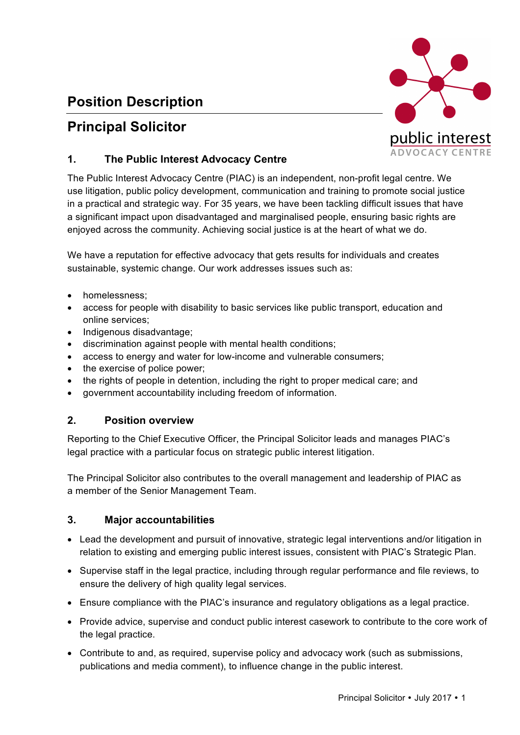# Position Description

## Principal Solicitor

### 1. The Public Interest Advocacy Centre

The Public Interest Advocacy Centre (PIAC) is an independent, non-profit legal centre. We use litigation, public policy development, communication and training to promote social justice in a practical and strategic way. For 35 years, we have been tackling difficult issues that have a significant impact upon disadvantaged and marginalised people, ensuring basic rights are enjoyed across the community. Achieving social justice is at the heart of what we do.

We have a reputation for effective advocacy that gets results for individuals and creates sustainable, systemic change. Our work addresses issues such as:

- homelessness;
- access for people with disability to basic services like public transport, education and online services;
- Indigenous disadvantage;
- discrimination against people with mental health conditions;
- access to energy and water for low-income and vulnerable consumers;
- the exercise of police power;
- the rights of people in detention, including the right to proper medical care; and
- government accountability including freedom of information.

### 2. Position overview

Reporting to the Chief Executive Officer, the Principal Solicitor leads and manages PIAC's legal practice with a particular focus on strategic public interest litigation.

The Principal Solicitor also contributes to the overall management and leadership of PIAC as a member of the Senior Management Team.

### 3. Major accountabilities

- Lead the development and pursuit of innovative, strategic legal interventions and/or litigation in relation to existing and emerging public interest issues, consistent with PIAC's Strategic Plan.
- Supervise staff in the legal practice, including through regular performance and file reviews, to ensure the delivery of high quality legal services.
- Ensure compliance with the PIAC's insurance and regulatory obligations as a legal practice.
- Provide advice, supervise and conduct public interest casework to contribute to the core work of the legal practice.
- Contribute to and, as required, supervise policy and advocacy work (such as submissions, publications and media comment), to influence change in the public interest.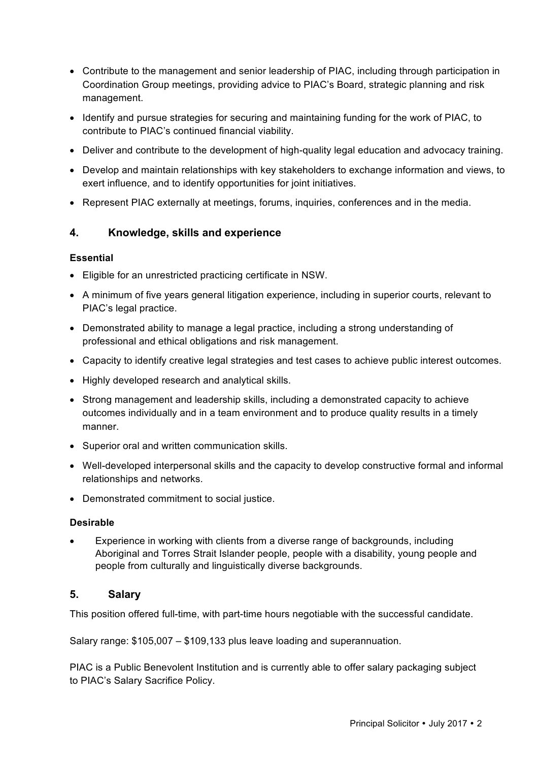- Contribute to the management and senior leadership of PIAC, including through participation in Coordination Group meetings, providing advice to PIAC's Board, strategic planning and risk management.
- Identify and pursue strategies for securing and maintaining funding for the work of PIAC, to contribute to PIAC's continued financial viability.
- Deliver and contribute to the development of high-quality legal education and advocacy training.
- Develop and maintain relationships with key stakeholders to exchange information and views, to exert influence, and to identify opportunities for joint initiatives.
- Represent PIAC externally at meetings, forums, inquiries, conferences and in the media.

## 4. Knowledge, skills and experience

**Essential**

- Eligible for an unrestricted practicing certificate in NSW.
- A minimum of five years general litigation experience, including in superior courts, relevant to PIAC's legal practice.
- Demonstrated ability to manage a legal practice, including a strong understanding of professional and ethical obligations and risk management.
- Capacity to identify creative legal strategies and test cases to achieve public interest outcomes.
- Highly developed research and analytical skills.
- Strong management and leadership skills, including a demonstrated capacity to achieve outcomes individually and in a team environment and to produce quality results in a timely manner.
- Superior oral and written communication skills.
- Well-developed interpersonal skills and the capacity to develop constructive formal and informal relationships and networks.
- Demonstrated commitment to social justice.

**Desirable**

- Experience in working with clients from a diverse range of backgrounds, including Aboriginal and Torres Strait Islander people, people with a disability, young people and people from culturally and linguistically diverse backgrounds.

## 5. Salary

This position offered full-time, with part-time hours negotiable with the successful candidate.

Salary range: $105,007 – $109,133 plus leave loading and superannuation.

PIAC is a Public Benevolent Institution and is currently able to offer salary packaging subject to PIAC's Salary Sacrifice Policy.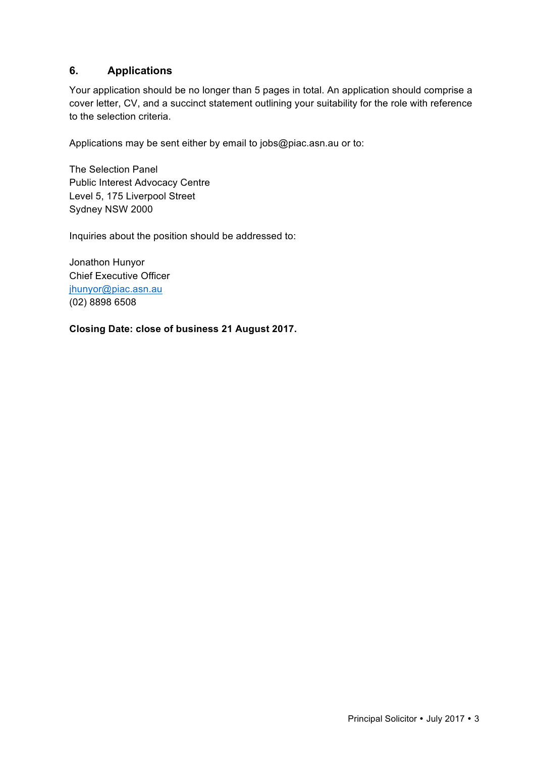## 6. Applications

Your application should be no longer than 5 pages in total. An application should comprise a cover letter, CV, and a succinct statement outlining your suitability for the role with reference to the selection criteria.

Applications may be sent either by email to jobs@piac.asn.au or to:

The Selection Panel  
Public Interest Advocacy Centre  
Level 5, 175 Liverpool Street  
Sydney NSW 2000

Inquiries about the position should be addressed to:

Jonathon Hunyor  
Chief Executive Officer  
jhunyor@piac.asn.au  
(02) 8898 6508

**Closing Date: close of business 21 August 2017.**